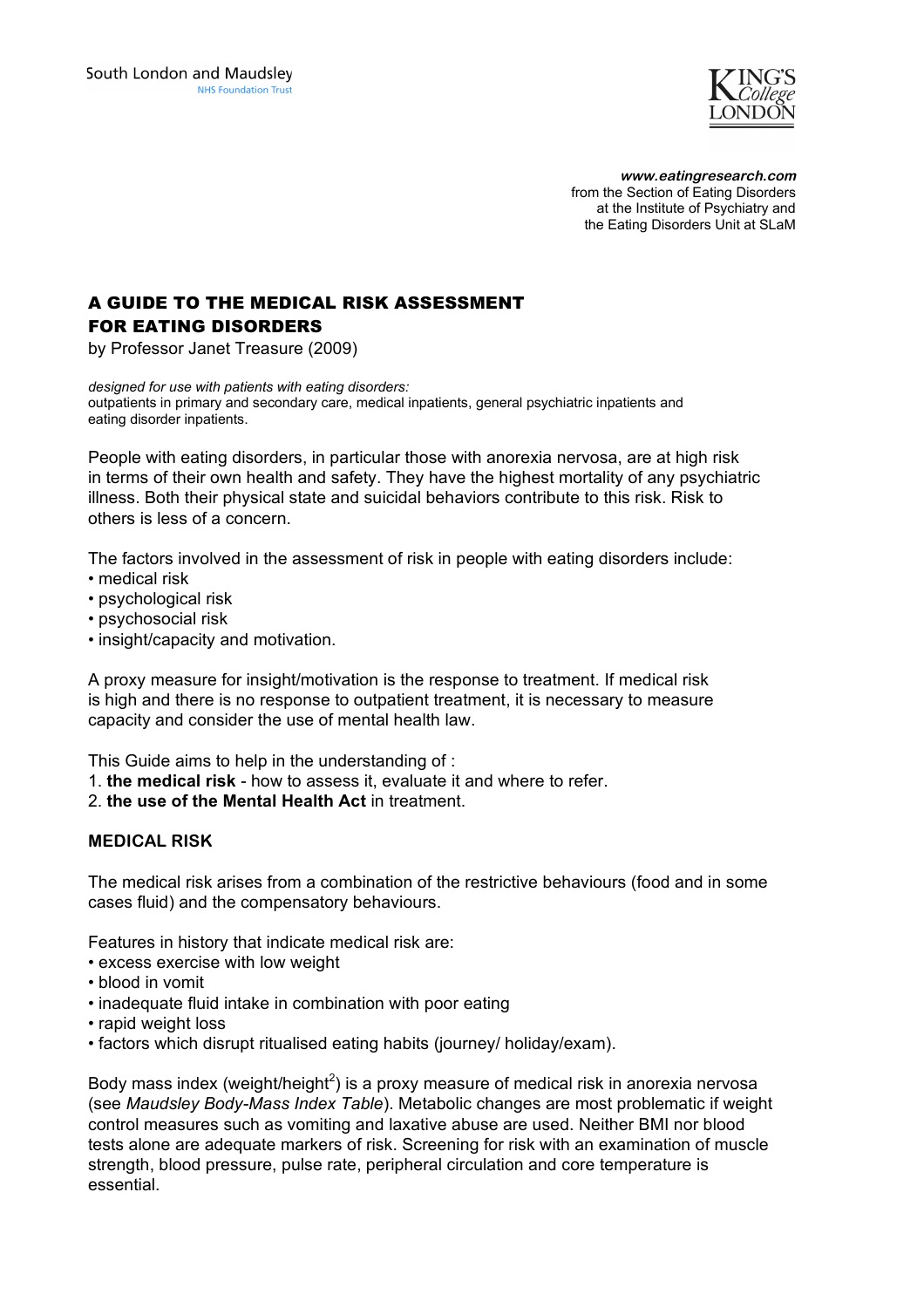South London and Maudsley
NHS Foundation Trust

KING'S College LONDON

***www.eatingresearch.com***
from the Section of Eating Disorders
at the Institute of Psychiatry and
the Eating Disorders Unit at SLaM

# A GUIDE TO THE MEDICAL RISK ASSESSMENT FOR EATING DISORDERS

by Professor Janet Treasure (2009)

*designed for use with patients with eating disorders:*
outpatients in primary and secondary care, medical inpatients, general psychiatric inpatients and eating disorder inpatients.

People with eating disorders, in particular those with anorexia nervosa, are at high risk in terms of their own health and safety. They have the highest mortality of any psychiatric illness. Both their physical state and suicidal behaviors contribute to this risk. Risk to others is less of a concern.

The factors involved in the assessment of risk in people with eating disorders include:

- medical risk
- psychological risk
- psychosocial risk
- insight/capacity and motivation.

A proxy measure for insight/motivation is the response to treatment. If medical risk is high and there is no response to outpatient treatment, it is necessary to measure capacity and consider the use of mental health law.

This Guide aims to help in the understanding of :

1. **the medical risk** - how to assess it, evaluate it and where to refer.
2. **the use of the Mental Health Act** in treatment.

## MEDICAL RISK

The medical risk arises from a combination of the restrictive behaviours (food and in some cases fluid) and the compensatory behaviours.

Features in history that indicate medical risk are:

- excess exercise with low weight
- blood in vomit
- inadequate fluid intake in combination with poor eating
- rapid weight loss
- factors which disrupt ritualised eating habits (journey/ holiday/exam).

Body mass index (weight/height$^2$) is a proxy measure of medical risk in anorexia nervosa (see *Maudsley Body-Mass Index Table*). Metabolic changes are most problematic if weight control measures such as vomiting and laxative abuse are used. Neither BMI nor blood tests alone are adequate markers of risk. Screening for risk with an examination of muscle strength, blood pressure, pulse rate, peripheral circulation and core temperature is essential.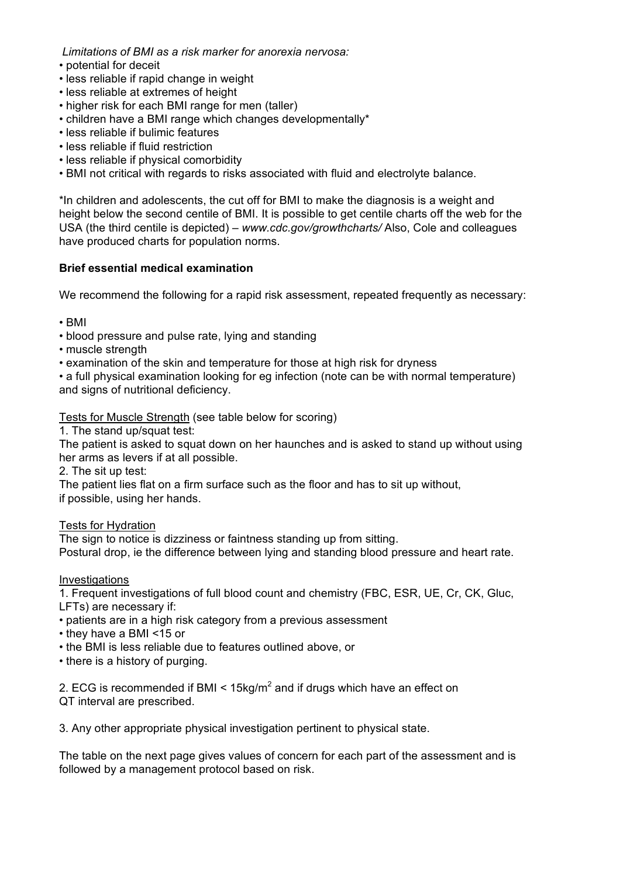*Limitations of BMI as a risk marker for anorexia nervosa:*

- potential for deceit
- less reliable if rapid change in weight
- less reliable at extremes of height
- higher risk for each BMI range for men (taller)
- children have a BMI range which changes developmentally*
- less reliable if bulimic features
- less reliable if fluid restriction
- less reliable if physical comorbidity
- BMI not critical with regards to risks associated with fluid and electrolyte balance.

*In children and adolescents, the cut off for BMI to make the diagnosis is a weight and height below the second centile of BMI. It is possible to get centile charts off the web for the USA (the third centile is depicted) – *www.cdc.gov/growthcharts/* Also, Cole and colleagues have produced charts for population norms.

**Brief essential medical examination**

We recommend the following for a rapid risk assessment, repeated frequently as necessary:

- BMI
- blood pressure and pulse rate, lying and standing
- muscle strength
- examination of the skin and temperature for those at high risk for dryness
- a full physical examination looking for eg infection (note can be with normal temperature) and signs of nutritional deficiency.

Tests for Muscle Strength (see table below for scoring)

1. The stand up/squat test:
The patient is asked to squat down on her haunches and is asked to stand up without using her arms as levers if at all possible.
2. The sit up test:
The patient lies flat on a firm surface such as the floor and has to sit up without, if possible, using her hands.

Tests for Hydration

The sign to notice is dizziness or faintness standing up from sitting.
Postural drop, ie the difference between lying and standing blood pressure and heart rate.

Investigations

1. Frequent investigations of full blood count and chemistry (FBC, ESR, UE, Cr, CK, Gluc, LFTs) are necessary if:
   - patients are in a high risk category from a previous assessment
   - they have a BMI <15 or
   - the BMI is less reliable due to features outlined above, or
   - there is a history of purging.

2. ECG is recommended if BMI < 15kg/m$^2$ and if drugs which have an effect on QT interval are prescribed.

3. Any other appropriate physical investigation pertinent to physical state.

The table on the next page gives values of concern for each part of the assessment and is followed by a management protocol based on risk.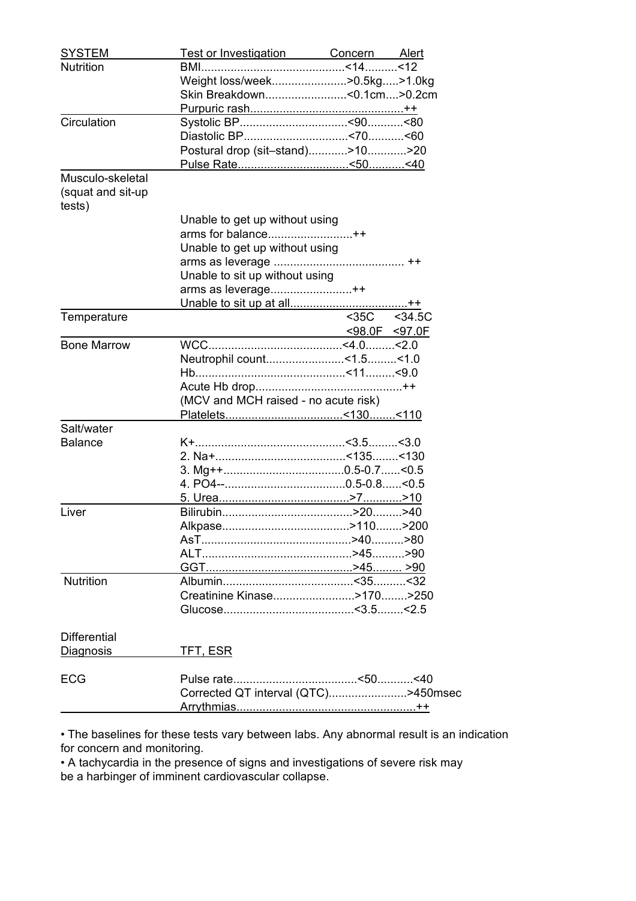| SYSTEM | Test or Investigation | Concern | Alert |
|---|---|---|---|
| Nutrition | BMI | <14 | <12 |
| | Weight loss/week | >0.5kg | >1.0kg |
| | Skin Breakdown | <0.1cm | >0.2cm |
| | Purpuric rash | | ++ |
| Circulation | Systolic BP | <90 | <80 |
| | Diastolic BP | <70 | <60 |
| | Postural drop (sit–stand) | >10 | >20 |
| | Pulse Rate | <50 | <40 |
| Musculo-skeletal (squat and sit-up tests) | | | |
| | Unable to get up without using arms for balance | ++ | |
| | Unable to get up without using arms as leverage | | ++ |
| | Unable to sit up without using arms as leverage | ++ | |
| | Unable to sit up at all | | ++ |
| Temperature | | <35C<br><98.0F | <34.5C<br><97.0F |
| Bone Marrow | WCC | <4.0 | <2.0 |
| | Neutrophil count | <1.5 | <1.0 |
| | Hb | <11 | <9.0 |
| | Acute Hb drop | | ++ |
| | (MCV and MCH raised - no acute risk) | | |
| | Platelets | <130 | <110 |
| Salt/water Balance | | | |
| | K+ | <3.5 | <3.0 |
| | 2. Na+ | <135 | <130 |
| | 3. Mg++ | 0.5-0.7 | <0.5 |
| | 4. PO4-- | 0.5-0.8 | <0.5 |
| | 5. Urea | >7 | >10 |
| Liver | Bilirubin | >20 | >40 |
| | Alkpase | >110 | >200 |
| | AsT | >40 | >80 |
| | ALT | >45 | >90 |
| | GGT | >45 | >90 |
| Nutrition | Albumin | <35 | <32 |
| | Creatinine Kinase | >170 | >250 |
| | Glucose | <3.5 | <2.5 |
| Differential Diagnosis | TFT, ESR | | |
| ECG | Pulse rate | <50 | <40 |
| | Corrected QT interval (QTC) | | >450msec |
| | Arrythmias | | ++ |

- The baselines for these tests vary between labs. Any abnormal result is an indication for concern and monitoring.
- A tachycardia in the presence of signs and investigations of severe risk may be a harbinger of imminent cardiovascular collapse.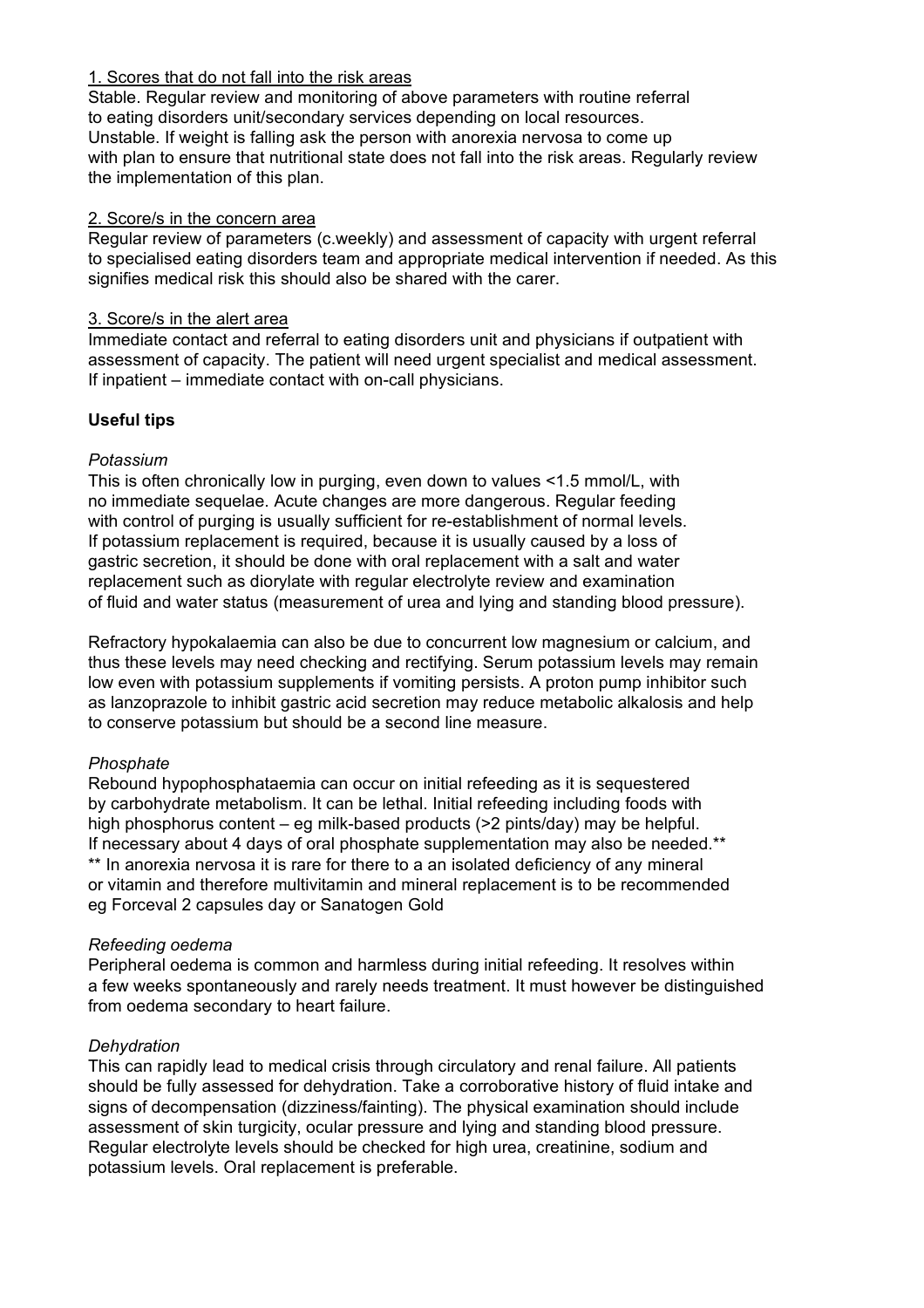1. Scores that do not fall into the risk areas

Stable. Regular review and monitoring of above parameters with routine referral to eating disorders unit/secondary services depending on local resources.
Unstable. If weight is falling ask the person with anorexia nervosa to come up with plan to ensure that nutritional state does not fall into the risk areas. Regularly review the implementation of this plan.

2. Score/s in the concern area

Regular review of parameters (c.weekly) and assessment of capacity with urgent referral to specialised eating disorders team and appropriate medical intervention if needed. As this signifies medical risk this should also be shared with the carer.

3. Score/s in the alert area

Immediate contact and referral to eating disorders unit and physicians if outpatient with assessment of capacity. The patient will need urgent specialist and medical assessment. If inpatient – immediate contact with on-call physicians.

**Useful tips**

*Potassium*

This is often chronically low in purging, even down to values <1.5 mmol/L, with no immediate sequelae. Acute changes are more dangerous. Regular feeding with control of purging is usually sufficient for re-establishment of normal levels. If potassium replacement is required, because it is usually caused by a loss of gastric secretion, it should be done with oral replacement with a salt and water replacement such as diorylate with regular electrolyte review and examination of fluid and water status (measurement of urea and lying and standing blood pressure).

Refractory hypokalaemia can also be due to concurrent low magnesium or calcium, and thus these levels may need checking and rectifying. Serum potassium levels may remain low even with potassium supplements if vomiting persists. A proton pump inhibitor such as lanzoprazole to inhibit gastric acid secretion may reduce metabolic alkalosis and help to conserve potassium but should be a second line measure.

*Phosphate*

Rebound hypophosphataemia can occur on initial refeeding as it is sequestered by carbohydrate metabolism. It can be lethal. Initial refeeding including foods with high phosphorus content – eg milk-based products (>2 pints/day) may be helpful. If necessary about 4 days of oral phosphate supplementation may also be needed.**
** In anorexia nervosa it is rare for there to a an isolated deficiency of any mineral or vitamin and therefore multivitamin and mineral replacement is to be recommended eg Forceval 2 capsules day or Sanatogen Gold

*Refeeding oedema*

Peripheral oedema is common and harmless during initial refeeding. It resolves within a few weeks spontaneously and rarely needs treatment. It must however be distinguished from oedema secondary to heart failure.

*Dehydration*

This can rapidly lead to medical crisis through circulatory and renal failure. All patients should be fully assessed for dehydration. Take a corroborative history of fluid intake and signs of decompensation (dizziness/fainting). The physical examination should include assessment of skin turgicity, ocular pressure and lying and standing blood pressure. Regular electrolyte levels should be checked for high urea, creatinine, sodium and potassium levels. Oral replacement is preferable.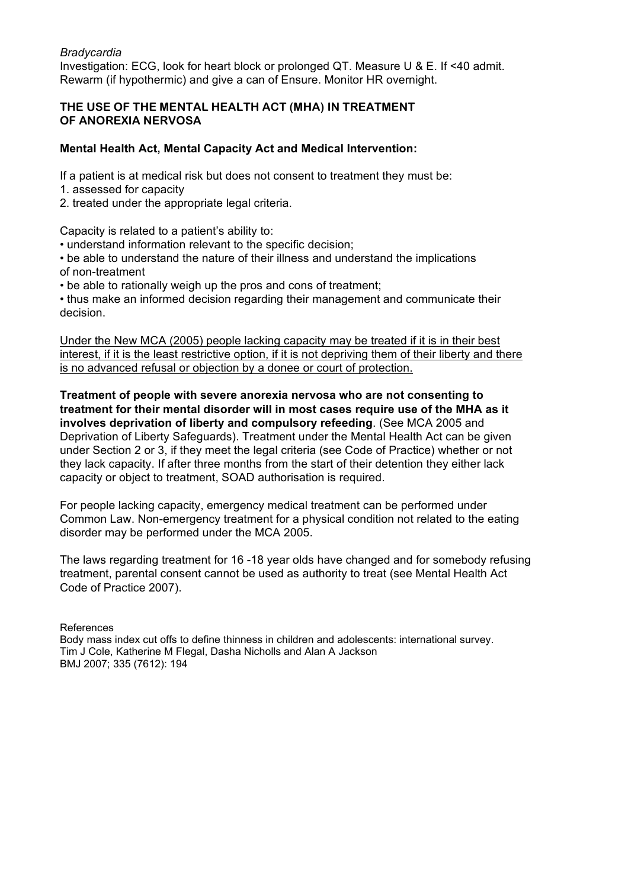*Bradycardia*

Investigation: ECG, look for heart block or prolonged QT. Measure U & E. If <40 admit. Rewarm (if hypothermic) and give a can of Ensure. Monitor HR overnight.

## THE USE OF THE MENTAL HEALTH ACT (MHA) IN TREATMENT OF ANOREXIA NERVOSA

### Mental Health Act, Mental Capacity Act and Medical Intervention:

If a patient is at medical risk but does not consent to treatment they must be:

1. assessed for capacity
2. treated under the appropriate legal criteria.

Capacity is related to a patient's ability to:

- understand information relevant to the specific decision;
- be able to understand the nature of their illness and understand the implications of non-treatment
- be able to rationally weigh up the pros and cons of treatment;
- thus make an informed decision regarding their management and communicate their decision.

<u>Under the New MCA (2005) people lacking capacity may be treated if it is in their best interest, if it is the least restrictive option, if it is not depriving them of their liberty and there is no advanced refusal or objection by a donee or court of protection.</u>

**Treatment of people with severe anorexia nervosa who are not consenting to treatment for their mental disorder will in most cases require use of the MHA as it involves deprivation of liberty and compulsory refeeding**. (See MCA 2005 and Deprivation of Liberty Safeguards). Treatment under the Mental Health Act can be given under Section 2 or 3, if they meet the legal criteria (see Code of Practice) whether or not they lack capacity. If after three months from the start of their detention they either lack capacity or object to treatment, SOAD authorisation is required.

For people lacking capacity, emergency medical treatment can be performed under Common Law. Non-emergency treatment for a physical condition not related to the eating disorder may be performed under the MCA 2005.

The laws regarding treatment for 16 -18 year olds have changed and for somebody refusing treatment, parental consent cannot be used as authority to treat (see Mental Health Act Code of Practice 2007).

References

Body mass index cut offs to define thinness in children and adolescents: international survey. Tim J Cole, Katherine M Flegal, Dasha Nicholls and Alan A Jackson BMJ 2007; 335 (7612): 194